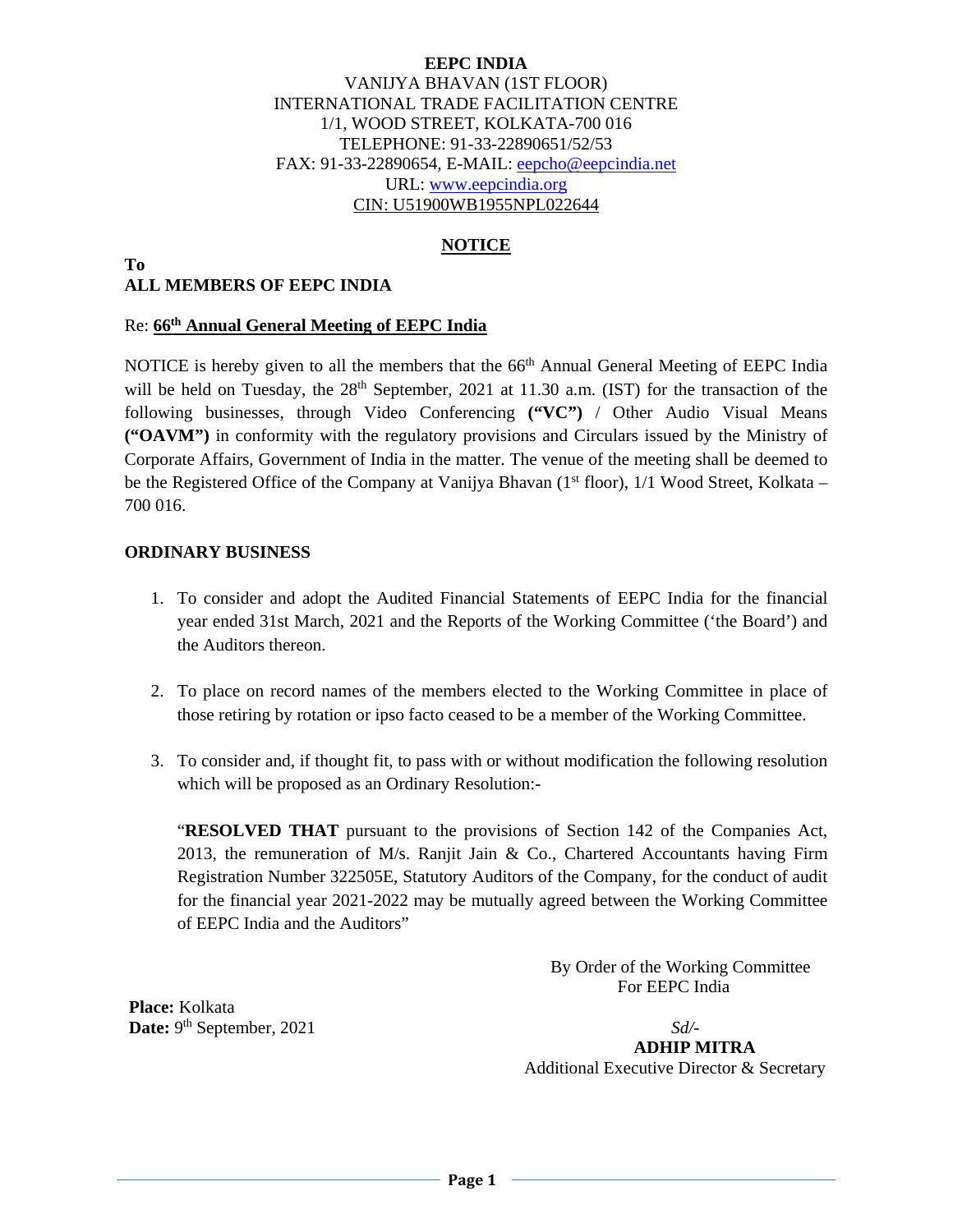**EEPC INDIA**
VANIJYA BHAVAN (1ST FLOOR)
INTERNATIONAL TRADE FACILITATION CENTRE
1/1, WOOD STREET, KOLKATA-700 016
TELEPHONE: 91-33-22890651/52/53
FAX: 91-33-22890654, E-MAIL: eepcho@eepcindia.net
URL: www.eepcindia.org
CIN: U51900WB1955NPL022644

## NOTICE

**To**
**ALL MEMBERS OF EEPC INDIA**

Re: **66th Annual General Meeting of EEPC India**

NOTICE is hereby given to all the members that the 66th Annual General Meeting of EEPC India will be held on Tuesday, the 28th September, 2021 at 11.30 a.m. (IST) for the transaction of the following businesses, through Video Conferencing **("VC")** / Other Audio Visual Means **("OAVM")** in conformity with the regulatory provisions and Circulars issued by the Ministry of Corporate Affairs, Government of India in the matter. The venue of the meeting shall be deemed to be the Registered Office of the Company at Vanijya Bhavan (1st floor), 1/1 Wood Street, Kolkata – 700 016.

### ORDINARY BUSINESS

1. To consider and adopt the Audited Financial Statements of EEPC India for the financial year ended 31st March, 2021 and the Reports of the Working Committee ('the Board') and the Auditors thereon.

2. To place on record names of the members elected to the Working Committee in place of those retiring by rotation or ipso facto ceased to be a member of the Working Committee.

3. To consider and, if thought fit, to pass with or without modification the following resolution which will be proposed as an Ordinary Resolution:-

   "**RESOLVED THAT** pursuant to the provisions of Section 142 of the Companies Act, 2013, the remuneration of M/s. Ranjit Jain & Co., Chartered Accountants having Firm Registration Number 322505E, Statutory Auditors of the Company, for the conduct of audit for the financial year 2021-2022 may be mutually agreed between the Working Committee of EEPC India and the Auditors"

By Order of the Working Committee
For EEPC India

**Place:** Kolkata
**Date:** 9th September, 2021

*Sd/-*
**ADHIP MITRA**
Additional Executive Director & Secretary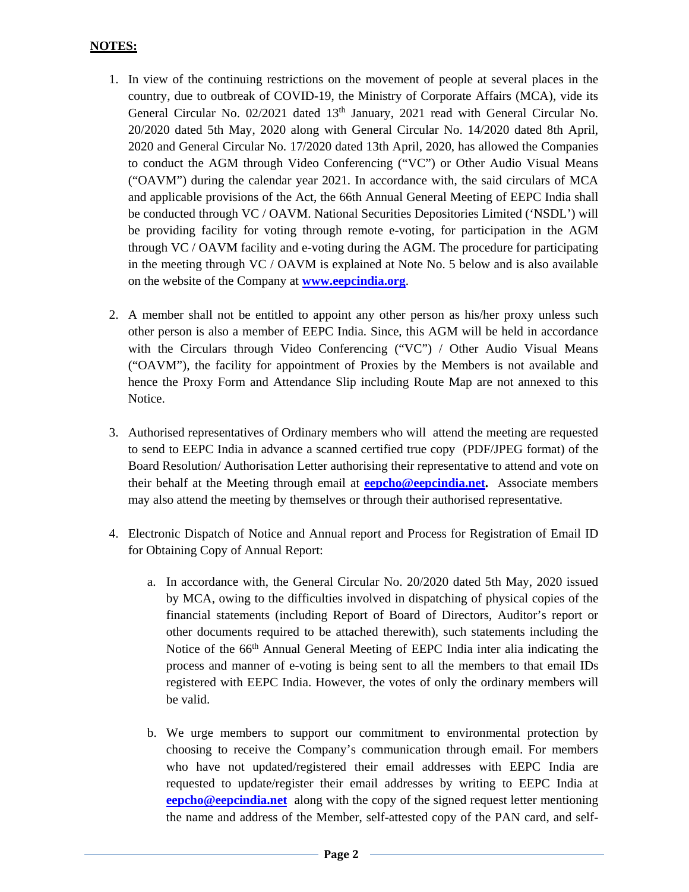**NOTES:**

1. In view of the continuing restrictions on the movement of people at several places in the country, due to outbreak of COVID-19, the Ministry of Corporate Affairs (MCA), vide its General Circular No. 02/2021 dated 13th January, 2021 read with General Circular No. 20/2020 dated 5th May, 2020 along with General Circular No. 14/2020 dated 8th April, 2020 and General Circular No. 17/2020 dated 13th April, 2020, has allowed the Companies to conduct the AGM through Video Conferencing ("VC") or Other Audio Visual Means ("OAVM") during the calendar year 2021. In accordance with, the said circulars of MCA and applicable provisions of the Act, the 66th Annual General Meeting of EEPC India shall be conducted through VC / OAVM. National Securities Depositories Limited ('NSDL') will be providing facility for voting through remote e-voting, for participation in the AGM through VC / OAVM facility and e-voting during the AGM. The procedure for participating in the meeting through VC / OAVM is explained at Note No. 5 below and is also available on the website of the Company at **www.eepcindia.org**.

2. A member shall not be entitled to appoint any other person as his/her proxy unless such other person is also a member of EEPC India. Since, this AGM will be held in accordance with the Circulars through Video Conferencing ("VC") / Other Audio Visual Means ("OAVM"), the facility for appointment of Proxies by the Members is not available and hence the Proxy Form and Attendance Slip including Route Map are not annexed to this Notice.

3. Authorised representatives of Ordinary members who will attend the meeting are requested to send to EEPC India in advance a scanned certified true copy (PDF/JPEG format) of the Board Resolution/ Authorisation Letter authorising their representative to attend and vote on their behalf at the Meeting through email at **eepcho@eepcindia.net.** Associate members may also attend the meeting by themselves or through their authorised representative.

4. Electronic Dispatch of Notice and Annual report and Process for Registration of Email ID for Obtaining Copy of Annual Report:

   a. In accordance with, the General Circular No. 20/2020 dated 5th May, 2020 issued by MCA, owing to the difficulties involved in dispatching of physical copies of the financial statements (including Report of Board of Directors, Auditor's report or other documents required to be attached therewith), such statements including the Notice of the 66th Annual General Meeting of EEPC India inter alia indicating the process and manner of e-voting is being sent to all the members to that email IDs registered with EEPC India. However, the votes of only the ordinary members will be valid.

   b. We urge members to support our commitment to environmental protection by choosing to receive the Company's communication through email. For members who have not updated/registered their email addresses with EEPC India are requested to update/register their email addresses by writing to EEPC India at **eepcho@eepcindia.net** along with the copy of the signed request letter mentioning the name and address of the Member, self-attested copy of the PAN card, and self-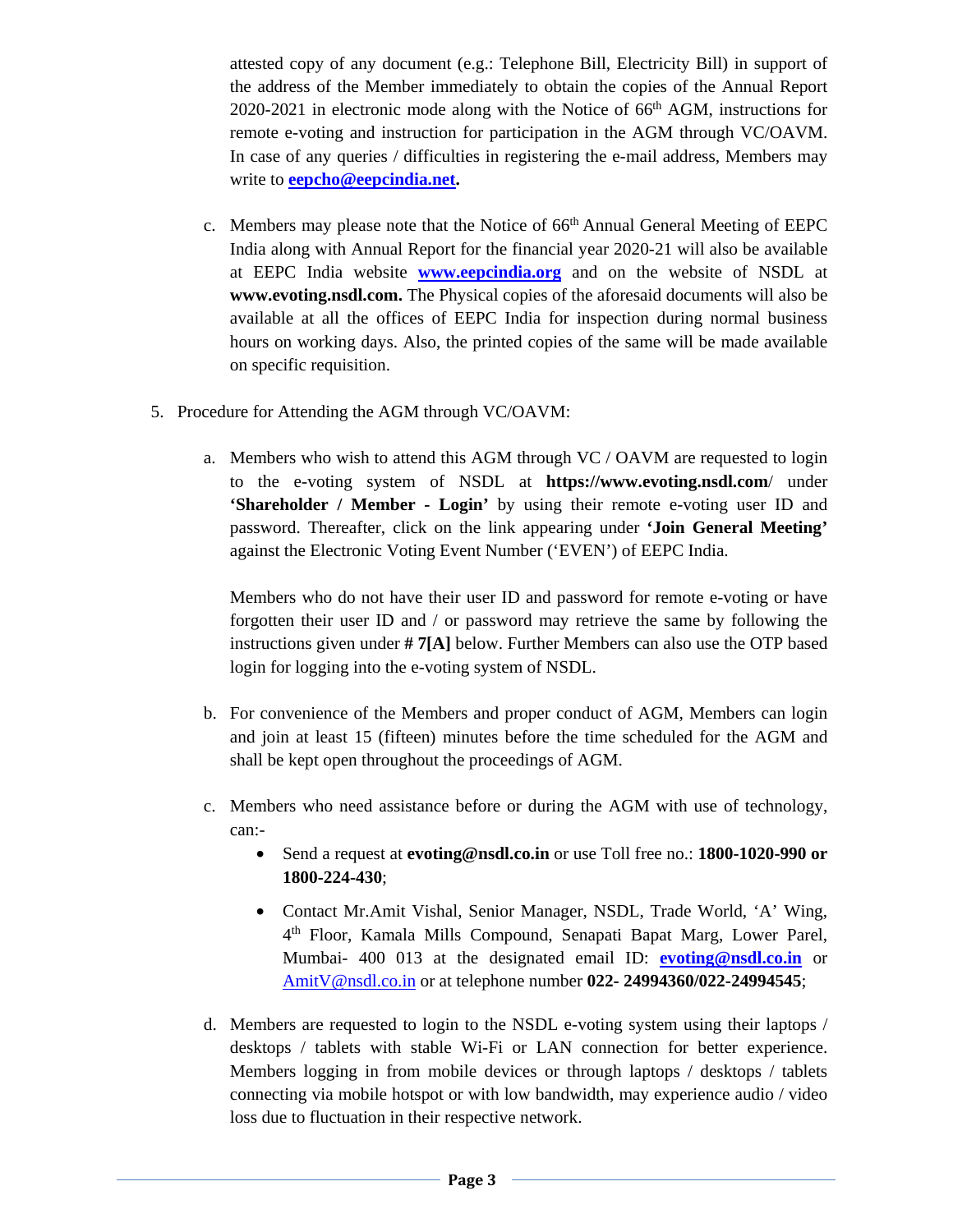attested copy of any document (e.g.: Telephone Bill, Electricity Bill) in support of the address of the Member immediately to obtain the copies of the Annual Report 2020-2021 in electronic mode along with the Notice of 66th AGM, instructions for remote e-voting and instruction for participation in the AGM through VC/OAVM. In case of any queries / difficulties in registering the e-mail address, Members may write to **eepcho@eepcindia.net.**

c. Members may please note that the Notice of 66th Annual General Meeting of EEPC India along with Annual Report for the financial year 2020-21 will also be available at EEPC India website **www.eepcindia.org** and on the website of NSDL at **www.evoting.nsdl.com.** The Physical copies of the aforesaid documents will also be available at all the offices of EEPC India for inspection during normal business hours on working days. Also, the printed copies of the same will be made available on specific requisition.

5. Procedure for Attending the AGM through VC/OAVM:

   a. Members who wish to attend this AGM through VC / OAVM are requested to login to the e-voting system of NSDL at **https://www.evoting.nsdl.com**/ under **'Shareholder / Member - Login'** by using their remote e-voting user ID and password. Thereafter, click on the link appearing under **'Join General Meeting'** against the Electronic Voting Event Number ('EVEN') of EEPC India.

      Members who do not have their user ID and password for remote e-voting or have forgotten their user ID and / or password may retrieve the same by following the instructions given under **# 7[A]** below. Further Members can also use the OTP based login for logging into the e-voting system of NSDL.

   b. For convenience of the Members and proper conduct of AGM, Members can login and join at least 15 (fifteen) minutes before the time scheduled for the AGM and shall be kept open throughout the proceedings of AGM.

   c. Members who need assistance before or during the AGM with use of technology, can:-

      - Send a request at **evoting@nsdl.co.in** or use Toll free no.: **1800-1020-990 or 1800-224-430**;
      - Contact Mr.Amit Vishal, Senior Manager, NSDL, Trade World, 'A' Wing, 4th Floor, Kamala Mills Compound, Senapati Bapat Marg, Lower Parel, Mumbai- 400 013 at the designated email ID: **evoting@nsdl.co.in** or AmitV@nsdl.co.in or at telephone number **022- 24994360/022-24994545**;

   d. Members are requested to login to the NSDL e-voting system using their laptops / desktops / tablets with stable Wi-Fi or LAN connection for better experience. Members logging in from mobile devices or through laptops / desktops / tablets connecting via mobile hotspot or with low bandwidth, may experience audio / video loss due to fluctuation in their respective network.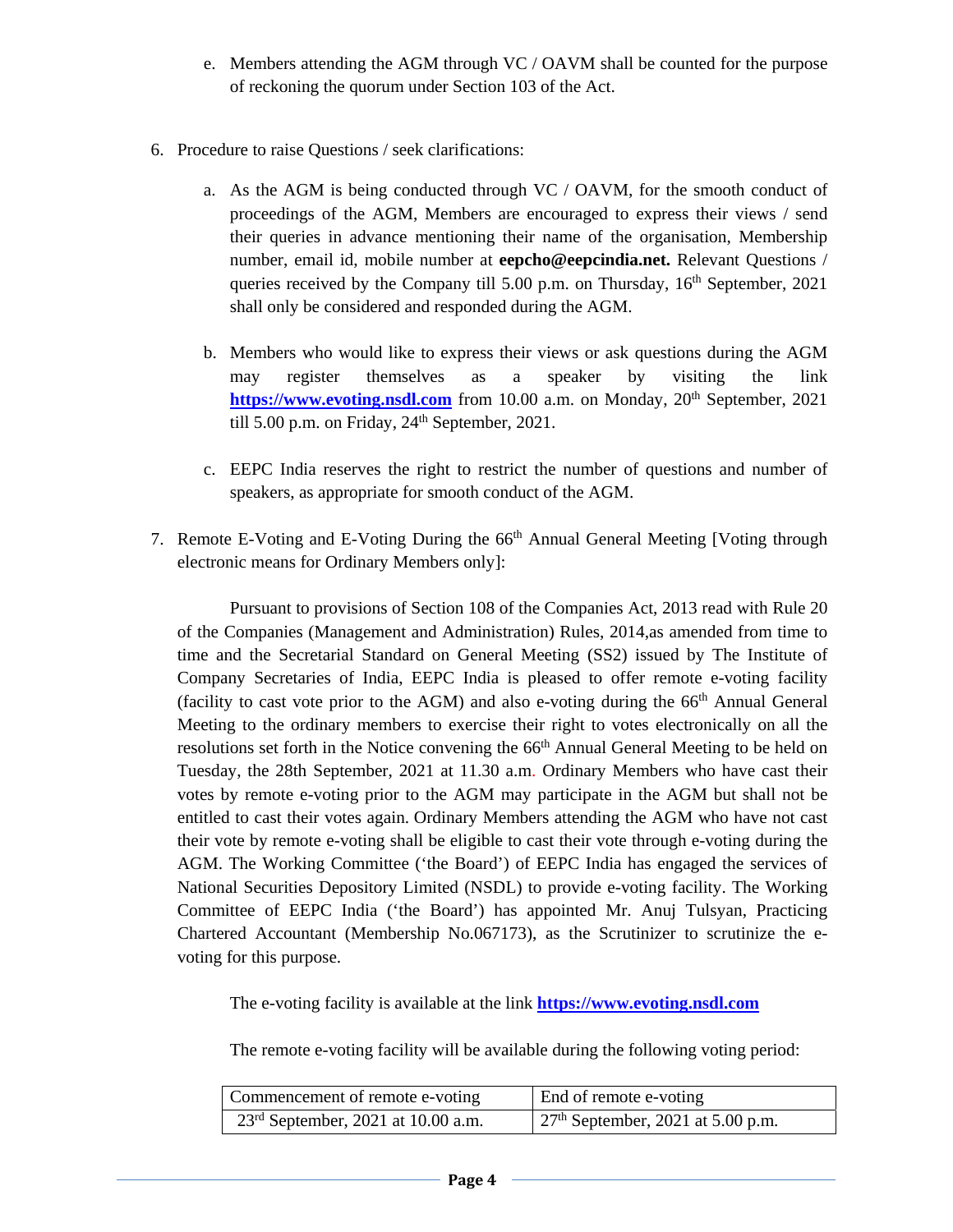e. Members attending the AGM through VC / OAVM shall be counted for the purpose of reckoning the quorum under Section 103 of the Act.

6. Procedure to raise Questions / seek clarifications:

   a. As the AGM is being conducted through VC / OAVM, for the smooth conduct of proceedings of the AGM, Members are encouraged to express their views / send their queries in advance mentioning their name of the organisation, Membership number, email id, mobile number at **eepcho@eepcindia.net.** Relevant Questions / queries received by the Company till 5.00 p.m. on Thursday, 16th September, 2021 shall only be considered and responded during the AGM.

   b. Members who would like to express their views or ask questions during the AGM may register themselves as a speaker by visiting the link **https://www.evoting.nsdl.com** from 10.00 a.m. on Monday, 20th September, 2021 till 5.00 p.m. on Friday, 24th September, 2021.

   c. EEPC India reserves the right to restrict the number of questions and number of speakers, as appropriate for smooth conduct of the AGM.

7. Remote E-Voting and E-Voting During the 66th Annual General Meeting [Voting through electronic means for Ordinary Members only]:

   Pursuant to provisions of Section 108 of the Companies Act, 2013 read with Rule 20 of the Companies (Management and Administration) Rules, 2014,as amended from time to time and the Secretarial Standard on General Meeting (SS2) issued by The Institute of Company Secretaries of India, EEPC India is pleased to offer remote e-voting facility (facility to cast vote prior to the AGM) and also e-voting during the 66th Annual General Meeting to the ordinary members to exercise their right to votes electronically on all the resolutions set forth in the Notice convening the 66th Annual General Meeting to be held on Tuesday, the 28th September, 2021 at 11.30 a.m. Ordinary Members who have cast their votes by remote e-voting prior to the AGM may participate in the AGM but shall not be entitled to cast their votes again. Ordinary Members attending the AGM who have not cast their vote by remote e-voting shall be eligible to cast their vote through e-voting during the AGM. The Working Committee ('the Board') of EEPC India has engaged the services of National Securities Depository Limited (NSDL) to provide e-voting facility. The Working Committee of EEPC India ('the Board') has appointed Mr. Anuj Tulsyan, Practicing Chartered Accountant (Membership No.067173), as the Scrutinizer to scrutinize the e-voting for this purpose.

   The e-voting facility is available at the link **https://www.evoting.nsdl.com**

   The remote e-voting facility will be available during the following voting period:

| Commencement of remote e-voting | End of remote e-voting |
|---|---|
| 23rd September, 2021 at 10.00 a.m. | 27th September, 2021 at 5.00 p.m. |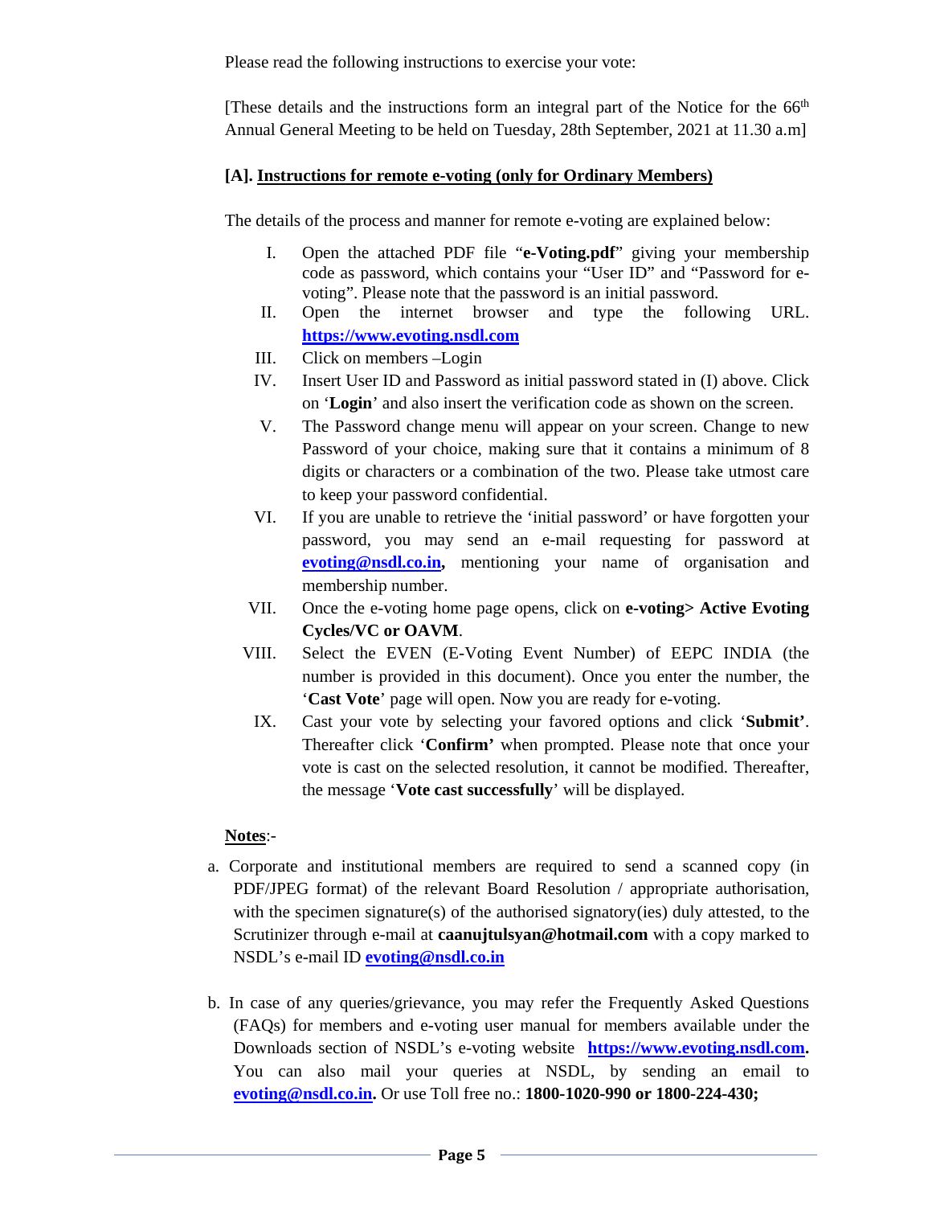Please read the following instructions to exercise your vote:

[These details and the instructions form an integral part of the Notice for the 66th Annual General Meeting to be held on Tuesday, 28th September, 2021 at 11.30 a.m]

**[A]. <u>Instructions for remote e-voting (only for Ordinary Members)</u>**

The details of the process and manner for remote e-voting are explained below:

I. Open the attached PDF file "**e-Voting.pdf**" giving your membership code as password, which contains your "User ID" and "Password for e-voting". Please note that the password is an initial password.

II. Open the internet browser and type the following URL. **https://www.evoting.nsdl.com**

III. Click on members –Login

IV. Insert User ID and Password as initial password stated in (I) above. Click on '**Login**' and also insert the verification code as shown on the screen.

V. The Password change menu will appear on your screen. Change to new Password of your choice, making sure that it contains a minimum of 8 digits or characters or a combination of the two. Please take utmost care to keep your password confidential.

VI. If you are unable to retrieve the 'initial password' or have forgotten your password, you may send an e-mail requesting for password at **evoting@nsdl.co.in,** mentioning your name of organisation and membership number.

VII. Once the e-voting home page opens, click on **e-voting> Active Evoting Cycles/VC or OAVM**.

VIII. Select the EVEN (E-Voting Event Number) of EEPC INDIA (the number is provided in this document). Once you enter the number, the '**Cast Vote**' page will open. Now you are ready for e-voting.

IX. Cast your vote by selecting your favored options and click '**Submit'**. Thereafter click '**Confirm'** when prompted. Please note that once your vote is cast on the selected resolution, it cannot be modified. Thereafter, the message '**Vote cast successfully**' will be displayed.

<u>**Notes**</u>:-

a. Corporate and institutional members are required to send a scanned copy (in PDF/JPEG format) of the relevant Board Resolution / appropriate authorisation, with the specimen signature(s) of the authorised signatory(ies) duly attested, to the Scrutinizer through e-mail at **caanujtulsyan@hotmail.com** with a copy marked to NSDL's e-mail ID **evoting@nsdl.co.in**

b. In case of any queries/grievance, you may refer the Frequently Asked Questions (FAQs) for members and e-voting user manual for members available under the Downloads section of NSDL's e-voting website **https://www.evoting.nsdl.com.** You can also mail your queries at NSDL, by sending an email to **evoting@nsdl.co.in.** Or use Toll free no.: **1800-1020-990 or 1800-224-430;**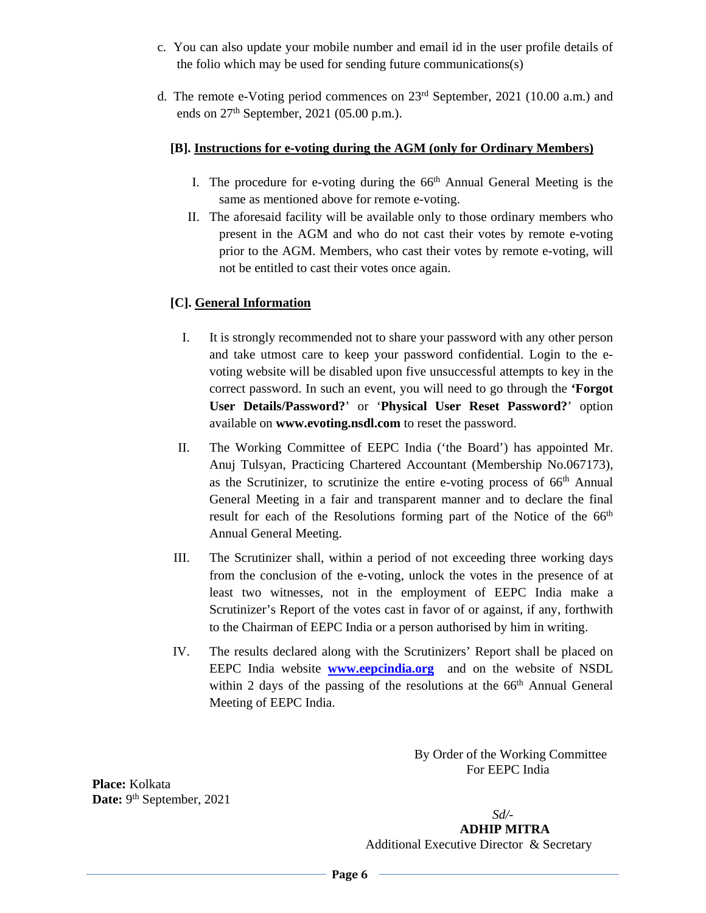c. You can also update your mobile number and email id in the user profile details of the folio which may be used for sending future communications(s)

d. The remote e-Voting period commences on 23rd September, 2021 (10.00 a.m.) and ends on 27th September, 2021 (05.00 p.m.).

**[B]. Instructions for e-voting during the AGM (only for Ordinary Members)**

I. The procedure for e-voting during the 66th Annual General Meeting is the same as mentioned above for remote e-voting.

II. The aforesaid facility will be available only to those ordinary members who present in the AGM and who do not cast their votes by remote e-voting prior to the AGM. Members, who cast their votes by remote e-voting, will not be entitled to cast their votes once again.

**[C]. General Information**

I. It is strongly recommended not to share your password with any other person and take utmost care to keep your password confidential. Login to the e-voting website will be disabled upon five unsuccessful attempts to key in the correct password. In such an event, you will need to go through the **'Forgot User Details/Password?**' or '**Physical User Reset Password?**' option available on **www.evoting.nsdl.com** to reset the password.

II. The Working Committee of EEPC India ('the Board') has appointed Mr. Anuj Tulsyan, Practicing Chartered Accountant (Membership No.067173), as the Scrutinizer, to scrutinize the entire e-voting process of 66th Annual General Meeting in a fair and transparent manner and to declare the final result for each of the Resolutions forming part of the Notice of the 66th Annual General Meeting.

III. The Scrutinizer shall, within a period of not exceeding three working days from the conclusion of the e-voting, unlock the votes in the presence of at least two witnesses, not in the employment of EEPC India make a Scrutinizer's Report of the votes cast in favor of or against, if any, forthwith to the Chairman of EEPC India or a person authorised by him in writing.

IV. The results declared along with the Scrutinizers' Report shall be placed on EEPC India website **www.eepcindia.org** and on the website of NSDL within 2 days of the passing of the resolutions at the 66th Annual General Meeting of EEPC India.

By Order of the Working Committee
For EEPC India

**Place:** Kolkata
**Date:** 9th September, 2021

*Sd/-*
**ADHIP MITRA**
Additional Executive Director & Secretary